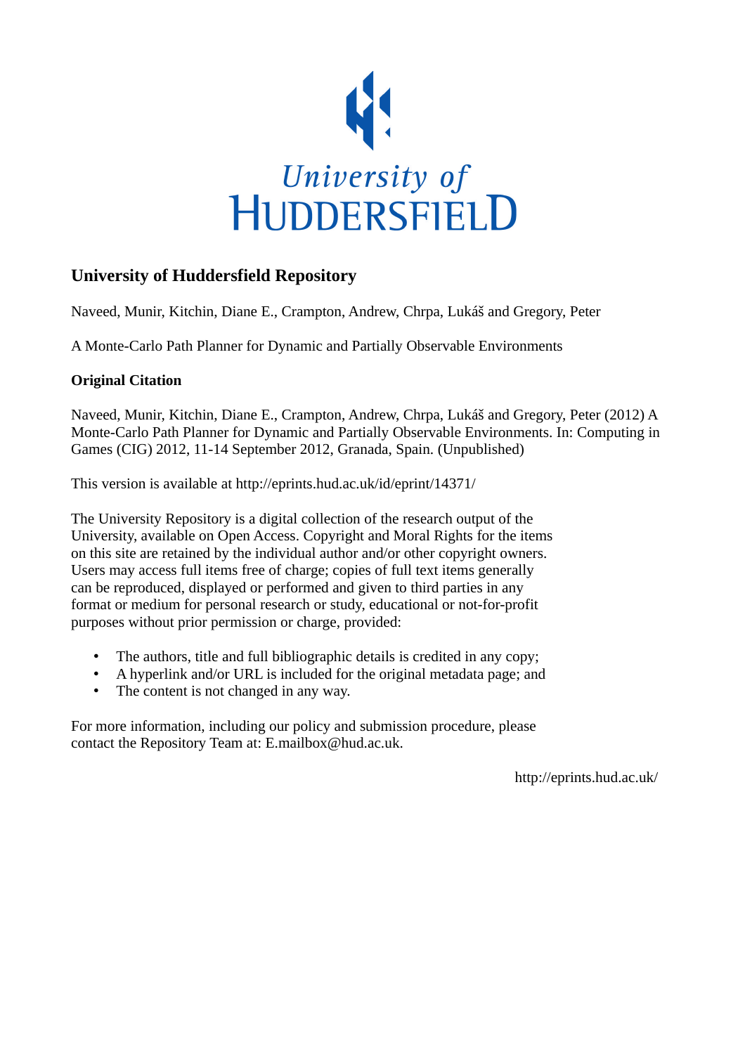University of
HUDDERSFIELD

## University of Huddersfield Repository

Naveed, Munir, Kitchin, Diane E., Crampton, Andrew, Chrpa, Lukáš and Gregory, Peter

A Monte-Carlo Path Planner for Dynamic and Partially Observable Environments

### Original Citation

Naveed, Munir, Kitchin, Diane E., Crampton, Andrew, Chrpa, Lukáš and Gregory, Peter (2012) A Monte-Carlo Path Planner for Dynamic and Partially Observable Environments. In: Computing in Games (CIG) 2012, 11-14 September 2012, Granada, Spain. (Unpublished)

This version is available at http://eprints.hud.ac.uk/id/eprint/14371/

The University Repository is a digital collection of the research output of the University, available on Open Access. Copyright and Moral Rights for the items on this site are retained by the individual author and/or other copyright owners. Users may access full items free of charge; copies of full text items generally can be reproduced, displayed or performed and given to third parties in any format or medium for personal research or study, educational or not-for-profit purposes without prior permission or charge, provided:

- The authors, title and full bibliographic details is credited in any copy;
- A hyperlink and/or URL is included for the original metadata page; and
- The content is not changed in any way.

For more information, including our policy and submission procedure, please contact the Repository Team at: E.mailbox@hud.ac.uk.

http://eprints.hud.ac.uk/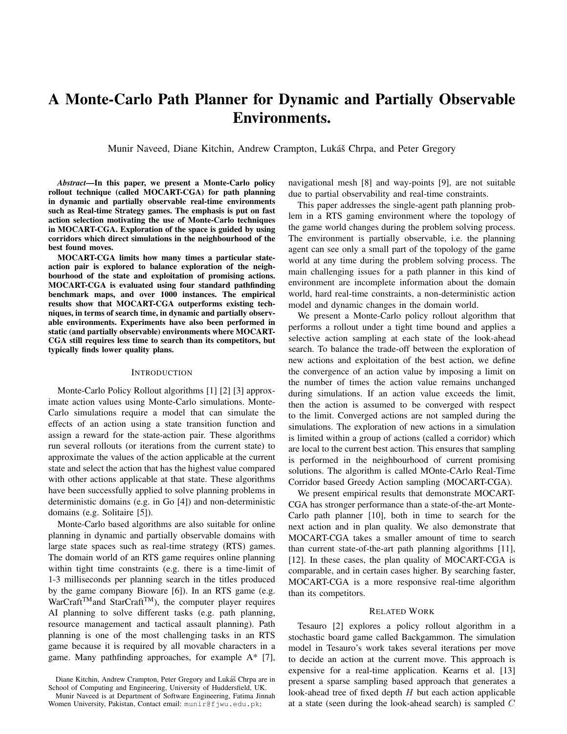# A Monte-Carlo Path Planner for Dynamic and Partially Observable Environments.

Munir Naveed, Diane Kitchin, Andrew Crampton, Lukáš Chrpa, and Peter Gregory

***Abstract*—In this paper, we present a Monte-Carlo policy rollout technique (called MOCART-CGA) for path planning in dynamic and partially observable real-time environments such as Real-time Strategy games. The emphasis is put on fast action selection motivating the use of Monte-Carlo techniques in MOCART-CGA. Exploration of the space is guided by using corridors which direct simulations in the neighbourhood of the best found moves.**

**MOCART-CGA limits how many times a particular state-action pair is explored to balance exploration of the neighbourhood of the state and exploitation of promising actions. MOCART-CGA is evaluated using four standard pathfinding benchmark maps, and over 1000 instances. The empirical results show that MOCART-CGA outperforms existing techniques, in terms of search time, in dynamic and partially observable environments. Experiments have also been performed in static (and partially observable) environments where MOCART-CGA still requires less time to search than its competitors, but typically finds lower quality plans.**

## INTRODUCTION

Monte-Carlo Policy Rollout algorithms [1] [2] [3] approximate action values using Monte-Carlo simulations. Monte-Carlo simulations require a model that can simulate the effects of an action using a state transition function and assign a reward for the state-action pair. These algorithms run several rollouts (or iterations from the current state) to approximate the values of the action applicable at the current state and select the action that has the highest value compared with other actions applicable at that state. These algorithms have been successfully applied to solve planning problems in deterministic domains (e.g. in Go [4]) and non-deterministic domains (e.g. Solitaire [5]).

Monte-Carlo based algorithms are also suitable for online planning in dynamic and partially observable domains with large state spaces such as real-time strategy (RTS) games. The domain world of an RTS game requires online planning within tight time constraints (e.g. there is a time-limit of 1-3 milliseconds per planning search in the titles produced by the game company Bioware [6]). In an RTS game (e.g. WarCraft™ and StarCraft™), the computer player requires AI planning to solve different tasks (e.g. path planning, resource management and tactical assault planning). Path planning is one of the most challenging tasks in an RTS game because it is required by all movable characters in a game. Many pathfinding approaches, for example A* [7], navigational mesh [8] and way-points [9], are not suitable due to partial observability and real-time constraints.

This paper addresses the single-agent path planning problem in a RTS gaming environment where the topology of the game world changes during the problem solving process. The environment is partially observable, i.e. the planning agent can see only a small part of the topology of the game world at any time during the problem solving process. The main challenging issues for a path planner in this kind of environment are incomplete information about the domain world, hard real-time constraints, a non-deterministic action model and dynamic changes in the domain world.

We present a Monte-Carlo policy rollout algorithm that performs a rollout under a tight time bound and applies a selective action sampling at each state of the look-ahead search. To balance the trade-off between the exploration of new actions and exploitation of the best action, we define the convergence of an action value by imposing a limit on the number of times the action value remains unchanged during simulations. If an action value exceeds the limit, then the action is assumed to be converged with respect to the limit. Converged actions are not sampled during the simulations. The exploration of new actions in a simulation is limited within a group of actions (called a corridor) which are local to the current best action. This ensures that sampling is performed in the neighbourhood of current promising solutions. The algorithm is called MOnte-CArlo Real-Time Corridor based Greedy Action sampling (MOCART-CGA).

We present empirical results that demonstrate MOCART-CGA has stronger performance than a state-of-the-art Monte-Carlo path planner [10], both in time to search for the next action and in plan quality. We also demonstrate that MOCART-CGA takes a smaller amount of time to search than current state-of-the-art path planning algorithms [11], [12]. In these cases, the plan quality of MOCART-CGA is comparable, and in certain cases higher. By searching faster, MOCART-CGA is a more responsive real-time algorithm than its competitors.

## RELATED WORK

Tesauro [2] explores a policy rollout algorithm in a stochastic board game called Backgammon. The simulation model in Tesauro's work takes several iterations per move to decide an action at the current move. This approach is expensive for a real-time application. Kearns et al. [13] present a sparse sampling based approach that generates a look-ahead tree of fixed depth $H$ but each action applicable at a state (seen during the look-ahead search) is sampled $C$

Diane Kitchin, Andrew Crampton, Peter Gregory and Lukáš Chrpa are in School of Computing and Engineering, University of Huddersfield, UK.

Munir Naveed is at Department of Software Engineering, Fatima Jinnah Women University, Pakistan, Contact email: munir@fjwu.edu.pk;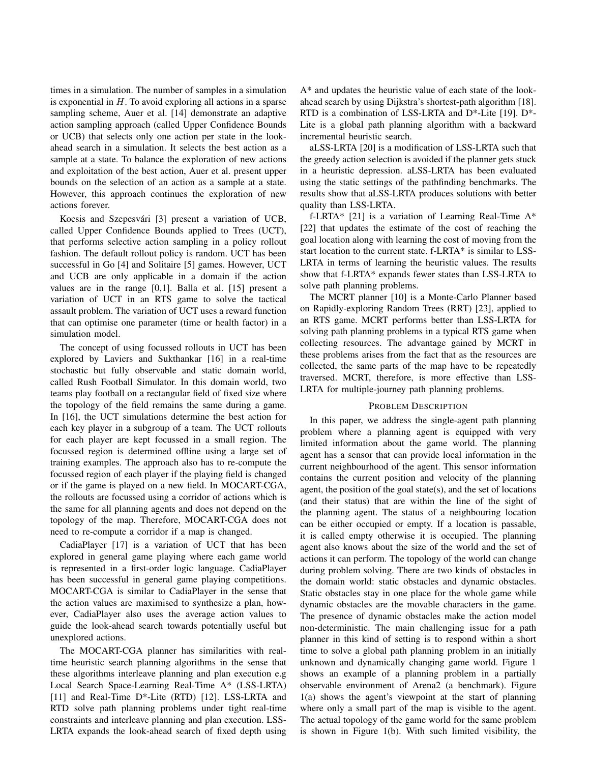times in a simulation. The number of samples in a simulation is exponential in $H$. To avoid exploring all actions in a sparse sampling scheme, Auer et al. [14] demonstrate an adaptive action sampling approach (called Upper Confidence Bounds or UCB) that selects only one action per state in the look-ahead search in a simulation. It selects the best action as a sample at a state. To balance the exploration of new actions and exploitation of the best action, Auer et al. present upper bounds on the selection of an action as a sample at a state. However, this approach continues the exploration of new actions forever.

Kocsis and Szepesvári [3] present a variation of UCB, called Upper Confidence Bounds applied to Trees (UCT), that performs selective action sampling in a policy rollout fashion. The default rollout policy is random. UCT has been successful in Go [4] and Solitaire [5] games. However, UCT and UCB are only applicable in a domain if the action values are in the range [0,1]. Balla et al. [15] present a variation of UCT in an RTS game to solve the tactical assault problem. The variation of UCT uses a reward function that can optimise one parameter (time or health factor) in a simulation model.

The concept of using focussed rollouts in UCT has been explored by Laviers and Sukthankar [16] in a real-time stochastic but fully observable and static domain world, called Rush Football Simulator. In this domain world, two teams play football on a rectangular field of fixed size where the topology of the field remains the same during a game. In [16], the UCT simulations determine the best action for each key player in a subgroup of a team. The UCT rollouts for each player are kept focussed in a small region. The focussed region is determined offline using a large set of training examples. The approach also has to re-compute the focussed region of each player if the playing field is changed or if the game is played on a new field. In MOCART-CGA, the rollouts are focussed using a corridor of actions which is the same for all planning agents and does not depend on the topology of the map. Therefore, MOCART-CGA does not need to re-compute a corridor if a map is changed.

CadiaPlayer [17] is a variation of UCT that has been explored in general game playing where each game world is represented in a first-order logic language. CadiaPlayer has been successful in general game playing competitions. MOCART-CGA is similar to CadiaPlayer in the sense that the action values are maximised to synthesize a plan, however, CadiaPlayer also uses the average action values to guide the look-ahead search towards potentially useful but unexplored actions.

The MOCART-CGA planner has similarities with real-time heuristic search planning algorithms in the sense that these algorithms interleave planning and plan execution e.g Local Search Space-Learning Real-Time A* (LSS-LRTA) [11] and Real-Time D*-Lite (RTD) [12]. LSS-LRTA and RTD solve path planning problems under tight real-time constraints and interleave planning and plan execution. LSS-LRTA expands the look-ahead search of fixed depth using A* and updates the heuristic value of each state of the look-ahead search by using Dijkstra's shortest-path algorithm [18]. RTD is a combination of LSS-LRTA and D*-Lite [19]. D*-Lite is a global path planning algorithm with a backward incremental heuristic search.

aLSS-LRTA [20] is a modification of LSS-LRTA such that the greedy action selection is avoided if the planner gets stuck in a heuristic depression. aLSS-LRTA has been evaluated using the static settings of the pathfinding benchmarks. The results show that aLSS-LRTA produces solutions with better quality than LSS-LRTA.

f-LRTA* [21] is a variation of Learning Real-Time A* [22] that updates the estimate of the cost of reaching the goal location along with learning the cost of moving from the start location to the current state. f-LRTA* is similar to LSS-LRTA in terms of learning the heuristic values. The results show that f-LRTA* expands fewer states than LSS-LRTA to solve path planning problems.

The MCRT planner [10] is a Monte-Carlo Planner based on Rapidly-exploring Random Trees (RRT) [23], applied to an RTS game. MCRT performs better than LSS-LRTA for solving path planning problems in a typical RTS game when collecting resources. The advantage gained by MCRT in these problems arises from the fact that as the resources are collected, the same parts of the map have to be repeatedly traversed. MCRT, therefore, is more effective than LSS-LRTA for multiple-journey path planning problems.

## Problem Description

In this paper, we address the single-agent path planning problem where a planning agent is equipped with very limited information about the game world. The planning agent has a sensor that can provide local information in the current neighbourhood of the agent. This sensor information contains the current position and velocity of the planning agent, the position of the goal state(s), and the set of locations (and their status) that are within the line of the sight of the planning agent. The status of a neighbouring location can be either occupied or empty. If a location is passable, it is called empty otherwise it is occupied. The planning agent also knows about the size of the world and the set of actions it can perform. The topology of the world can change during problem solving. There are two kinds of obstacles in the domain world: static obstacles and dynamic obstacles. Static obstacles stay in one place for the whole game while dynamic obstacles are the movable characters in the game. The presence of dynamic obstacles make the action model non-deterministic. The main challenging issue for a path planner in this kind of setting is to respond within a short time to solve a global path planning problem in an initially unknown and dynamically changing game world. Figure 1 shows an example of a planning problem in a partially observable environment of Arena2 (a benchmark). Figure 1(a) shows the agent's viewpoint at the start of planning where only a small part of the map is visible to the agent. The actual topology of the game world for the same problem is shown in Figure 1(b). With such limited visibility, the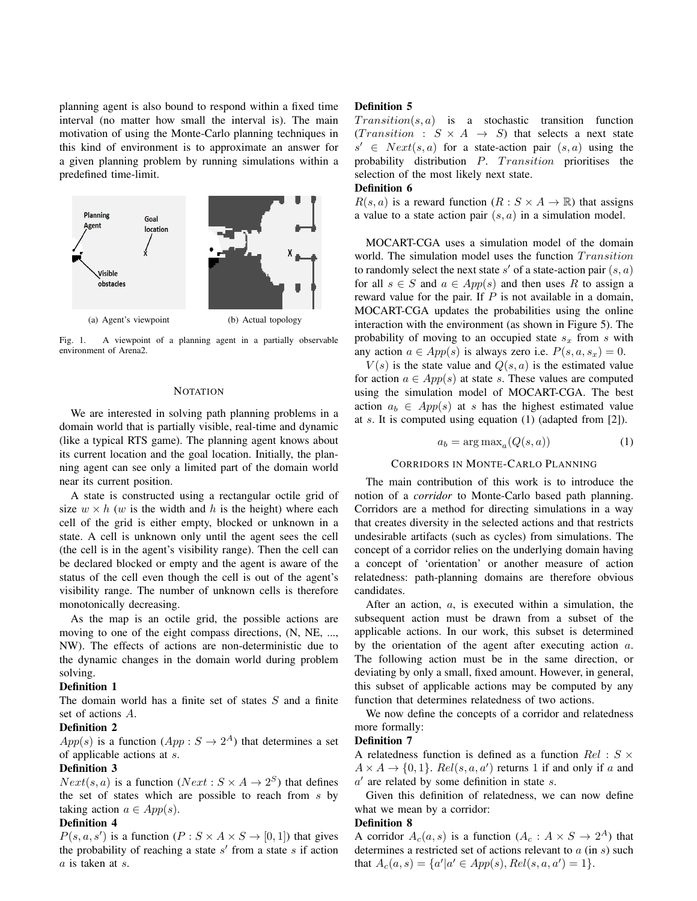planning agent is also bound to respond within a fixed time interval (no matter how small the interval is). The main motivation of using the Monte-Carlo planning techniques in this kind of environment is to approximate an answer for a given planning problem by running simulations within a predefined time-limit.

(a) Agent's viewpoint (b) Actual topology

Fig. 1. A viewpoint of a planning agent in a partially observable environment of Arena2.

## NOTATION

We are interested in solving path planning problems in a domain world that is partially visible, real-time and dynamic (like a typical RTS game). The planning agent knows about its current location and the goal location. Initially, the planning agent can see only a limited part of the domain world near its current position.

A state is constructed using a rectangular octile grid of size $w \times h$ ($w$ is the width and $h$ is the height) where each cell of the grid is either empty, blocked or unknown in a state. A cell is unknown only until the agent sees the cell (the cell is in the agent's visibility range). Then the cell can be declared blocked or empty and the agent is aware of the status of the cell even though the cell is out of the agent's visibility range. The number of unknown cells is therefore monotonically decreasing.

As the map is an octile grid, the possible actions are moving to one of the eight compass directions, (N, NE, ..., NW). The effects of actions are non-deterministic due to the dynamic changes in the domain world during problem solving.

**Definition 1**
The domain world has a finite set of states $S$ and a finite set of actions $A$.

**Definition 2**
$App(s)$ is a function ($App : S \rightarrow 2^A$) that determines a set of applicable actions at $s$.

**Definition 3**
$Next(s, a)$ is a function ($Next : S \times A \rightarrow 2^S$) that defines the set of states which are possible to reach from $s$ by taking action $a \in App(s)$.

**Definition 4**
$P(s, a, s')$ is a function ($P : S \times A \times S \rightarrow [0, 1]$) that gives the probability of reaching a state $s'$ from a state $s$ if action $a$ is taken at $s$.

**Definition 5**
$Transition(s, a)$ is a stochastic transition function ($Transition : S \times A \rightarrow S$) that selects a next state $s' \in Next(s, a)$ for a state-action pair $(s, a)$ using the probability distribution $P$. $Transition$ prioritises the selection of the most likely next state.

**Definition 6**
$R(s, a)$ is a reward function ($R : S \times A \rightarrow \mathbb{R}$) that assigns a value to a state action pair $(s, a)$ in a simulation model.

MOCART-CGA uses a simulation model of the domain world. The simulation model uses the function $Transition$ to randomly select the next state $s'$ of a state-action pair $(s, a)$ for all $s \in S$ and $a \in App(s)$ and then uses $R$ to assign a reward value for the pair. If $P$ is not available in a domain, MOCART-CGA updates the probabilities using the online interaction with the environment (as shown in Figure 5). The probability of moving to an occupied state $s_x$ from $s$ with any action $a \in App(s)$ is always zero i.e. $P(s, a, s_x) = 0$.

$V(s)$ is the state value and $Q(s, a)$ is the estimated value for action $a \in App(s)$ at state $s$. These values are computed using the simulation model of MOCART-CGA. The best action $a_b \in App(s)$ at $s$ has the highest estimated value at $s$. It is computed using equation (1) (adapted from [2]).

$$a_b = \arg\max_a (Q(s, a)) \tag{1}$$

## CORRIDORS IN MONTE-CARLO PLANNING

The main contribution of this work is to introduce the notion of a *corridor* to Monte-Carlo based path planning. Corridors are a method for directing simulations in a way that creates diversity in the selected actions and that restricts undesirable artifacts (such as cycles) from simulations. The concept of a corridor relies on the underlying domain having a concept of 'orientation' or another measure of action relatedness: path-planning domains are therefore obvious candidates.

After an action, $a$, is executed within a simulation, the subsequent action must be drawn from a subset of the applicable actions. In our work, this subset is determined by the orientation of the agent after executing action $a$. The following action must be in the same direction, or deviating by only a small, fixed amount. However, in general, this subset of applicable actions may be computed by any function that determines relatedness of two actions.

We now define the concepts of a corridor and relatedness more formally:

**Definition 7**
A relatedness function is defined as a function $Rel : S \times A \times A \rightarrow \{0, 1\}$. $Rel(s, a, a')$ returns 1 if and only if $a$ and $a'$ are related by some definition in state $s$.

Given this definition of relatedness, we can now define what we mean by a corridor:

**Definition 8**
A corridor $A_c(a, s)$ is a function ($A_c : A \times S \rightarrow 2^A$) that determines a restricted set of actions relevant to $a$ (in $s$) such that $A_c(a, s) = \{a' | a' \in App(s), Rel(s, a, a') = 1\}$.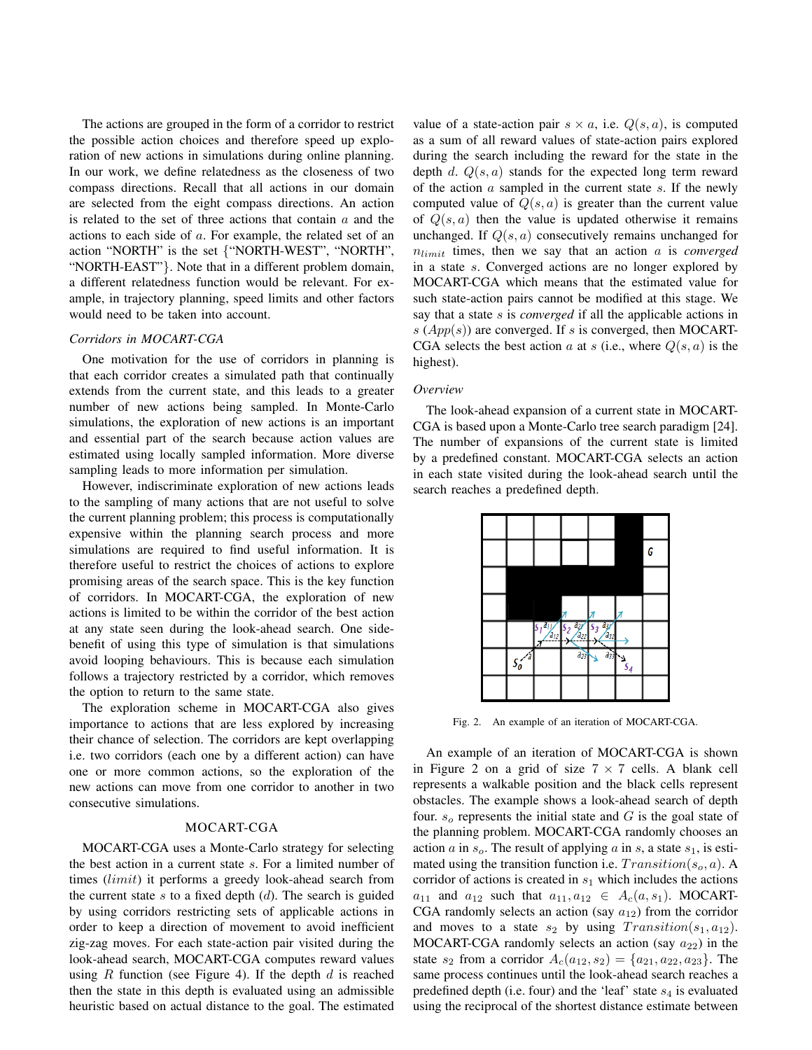The actions are grouped in the form of a corridor to restrict the possible action choices and therefore speed up exploration of new actions in simulations during online planning. In our work, we define relatedness as the closeness of two compass directions. Recall that all actions in our domain are selected from the eight compass directions. An action is related to the set of three actions that contain $a$ and the actions to each side of $a$. For example, the related set of an action "NORTH" is the set {"NORTH-WEST", "NORTH", "NORTH-EAST"}. Note that in a different problem domain, a different relatedness function would be relevant. For example, in trajectory planning, speed limits and other factors would need to be taken into account.

*Corridors in MOCART-CGA*

One motivation for the use of corridors in planning is that each corridor creates a simulated path that continually extends from the current state, and this leads to a greater number of new actions being sampled. In Monte-Carlo simulations, the exploration of new actions is an important and essential part of the search because action values are estimated using locally sampled information. More diverse sampling leads to more information per simulation.

However, indiscriminate exploration of new actions leads to the sampling of many actions that are not useful to solve the current planning problem; this process is computationally expensive within the planning search process and more simulations are required to find useful information. It is therefore useful to restrict the choices of actions to explore promising areas of the search space. This is the key function of corridors. In MOCART-CGA, the exploration of new actions is limited to be within the corridor of the best action at any state seen during the look-ahead search. One side-benefit of using this type of simulation is that simulations avoid looping behaviours. This is because each simulation follows a trajectory restricted by a corridor, which removes the option to return to the same state.

The exploration scheme in MOCART-CGA also gives importance to actions that are less explored by increasing their chance of selection. The corridors are kept overlapping i.e. two corridors (each one by a different action) can have one or more common actions, so the exploration of the new actions can move from one corridor to another in two consecutive simulations.

## MOCART-CGA

MOCART-CGA uses a Monte-Carlo strategy for selecting the best action in a current state $s$. For a limited number of times ($limit$) it performs a greedy look-ahead search from the current state $s$ to a fixed depth ($d$). The search is guided by using corridors restricting sets of applicable actions in order to keep a direction of movement to avoid inefficient zig-zag moves. For each state-action pair visited during the look-ahead search, MOCART-CGA computes reward values using $R$ function (see Figure 4). If the depth $d$ is reached then the state in this depth is evaluated using an admissible heuristic based on actual distance to the goal. The estimated value of a state-action pair $s \times a$, i.e. $Q(s, a)$, is computed as a sum of all reward values of state-action pairs explored during the search including the reward for the state in the depth $d$. $Q(s, a)$ stands for the expected long term reward of the action $a$ sampled in the current state $s$. If the newly computed value of $Q(s, a)$ is greater than the current value of $Q(s, a)$ then the value is updated otherwise it remains unchanged. If $Q(s, a)$ consecutively remains unchanged for $n_{limit}$ times, then we say that an action $a$ is *converged* in a state $s$. Converged actions are no longer explored by MOCART-CGA which means that the estimated value for such state-action pairs cannot be modified at this stage. We say that a state $s$ is *converged* if all the applicable actions in $s$ ($App(s)$) are converged. If $s$ is converged, then MOCART-CGA selects the best action $a$ at $s$ (i.e., where $Q(s, a)$ is the highest).

*Overview*

The look-ahead expansion of a current state in MOCART-CGA is based upon a Monte-Carlo tree search paradigm [24]. The number of expansions of the current state is limited by a predefined constant. MOCART-CGA selects an action in each state visited during the look-ahead search until the search reaches a predefined depth.

Fig. 2. An example of an iteration of MOCART-CGA.

An example of an iteration of MOCART-CGA is shown in Figure 2 on a grid of size $7 \times 7$ cells. A blank cell represents a walkable position and the black cells represent obstacles. The example shows a look-ahead search of depth four. $s_o$ represents the initial state and $G$ is the goal state of the planning problem. MOCART-CGA randomly chooses an action $a$ in $s_o$. The result of applying $a$ in $s$, a state $s_1$, is estimated using the transition function i.e. $Transition(s_o, a)$. A corridor of actions is created in $s_1$ which includes the actions $a_{11}$ and $a_{12}$ such that $a_{11}, a_{12} \in A_c(a, s_1)$. MOCART-CGA randomly selects an action (say $a_{12}$) from the corridor and moves to a state $s_2$ by using $Transition(s_1, a_{12})$. MOCART-CGA randomly selects an action (say $a_{22}$) in the state $s_2$ from a corridor $A_c(a_{12}, s_2) = \{a_{21}, a_{22}, a_{23}\}$. The same process continues until the look-ahead search reaches a predefined depth (i.e. four) and the 'leaf' state $s_4$ is evaluated using the reciprocal of the shortest distance estimate between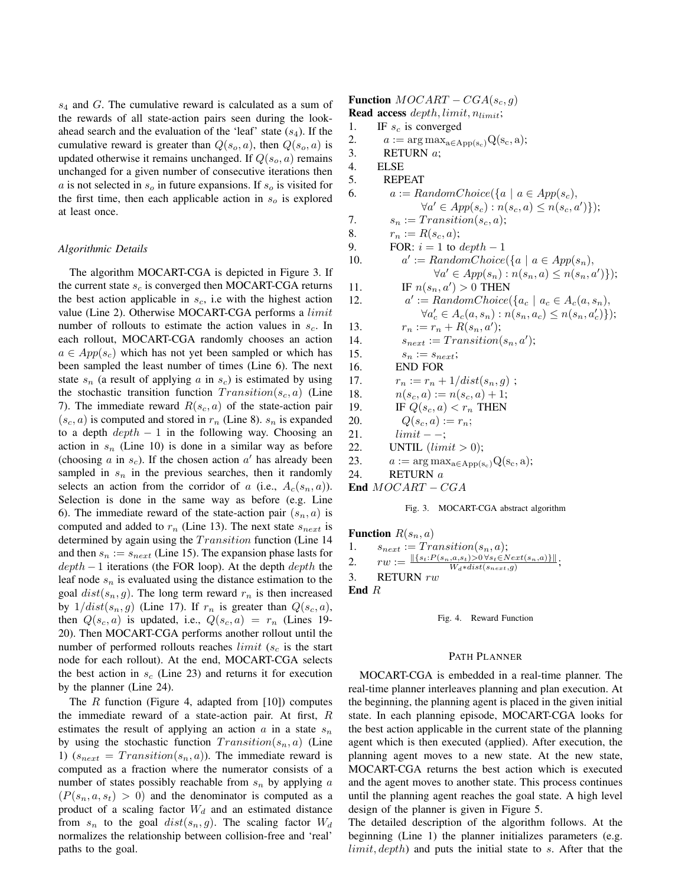$s_4$ and $G$. The cumulative reward is calculated as a sum of the rewards of all state-action pairs seen during the look-ahead search and the evaluation of the 'leaf' state ($s_4$). If the cumulative reward is greater than $Q(s_o, a)$, then $Q(s_o, a)$ is updated otherwise it remains unchanged. If $Q(s_o, a)$ remains unchanged for a given number of consecutive iterations then $a$ is not selected in $s_o$ in future expansions. If $s_o$ is visited for the first time, then each applicable action in $s_o$ is explored at least once.

*Algorithmic Details*

The algorithm MOCART-CGA is depicted in Figure 3. If the current state $s_c$ is converged then MOCART-CGA returns the best action applicable in $s_c$, i.e with the highest action value (Line 2). Otherwise MOCART-CGA performs a $limit$ number of rollouts to estimate the action values in $s_c$. In each rollout, MOCART-CGA randomly chooses an action $a \in App(s_c)$ which has not yet been sampled or which has been sampled the least number of times (Line 6). The next state $s_n$ (a result of applying $a$ in $s_c$) is estimated by using the stochastic transition function $Transition(s_c, a)$ (Line 7). The immediate reward $R(s_c, a)$ of the state-action pair $(s_c, a)$ is computed and stored in $r_n$ (Line 8). $s_n$ is expanded to a depth $depth - 1$ in the following way. Choosing an action in $s_n$ (Line 10) is done in a similar way as before (choosing $a$ in $s_c$). If the chosen action $a'$ has already been sampled in $s_n$ in the previous searches, then it randomly selects an action from the corridor of $a$ (i.e., $A_c(s_n, a)$). Selection is done in the same way as before (e.g. Line 6). The immediate reward of the state-action pair $(s_n, a)$ is computed and added to $r_n$ (Line 13). The next state $s_{next}$ is determined by again using the $Transition$ function (Line 14 and then $s_n := s_{next}$ (Line 15). The expansion phase lasts for $depth - 1$ iterations (the FOR loop). At the depth $depth$ the leaf node $s_n$ is evaluated using the distance estimation to the goal $dist(s_n, g)$. The long term reward $r_n$ is then increased by $1/dist(s_n, g)$ (Line 17). If $r_n$ is greater than $Q(s_c, a)$, then $Q(s_c, a)$ is updated, i.e., $Q(s_c, a) = r_n$ (Lines 19-20). Then MOCART-CGA performs another rollout until the number of performed rollouts reaches $limit$ ($s_c$ is the start node for each rollout). At the end, MOCART-CGA selects the best action in $s_c$ (Line 23) and returns it for execution by the planner (Line 24).

The $R$ function (Figure 4, adapted from [10]) computes the immediate reward of a state-action pair. At first, $R$ estimates the result of applying an action $a$ in a state $s_n$ by using the stochastic function $Transition(s_n, a)$ (Line 1) ($s_{next} = Transition(s_n, a)$). The immediate reward is computed as a fraction where the numerator consists of a number of states possibly reachable from $s_n$ by applying $a$ ($P(s_n, a, s_t) > 0$) and the denominator is computed as a product of a scaling factor $W_d$ and an estimated distance from $s_n$ to the goal $dist(s_n, g)$. The scaling factor $W_d$ normalizes the relationship between collision-free and 'real' paths to the goal.

```
Function MOCART − CGA(s_c, g)
Read access depth, limit, n_limit;
1.   IF s_c is converged
2.     a := argmax_{a∈App(s_c)} Q(s_c, a);
3.     RETURN a;
4.   ELSE
5.     REPEAT
6.       a := RandomChoice({a | a ∈ App(s_c),
                ∀a' ∈ App(s_c) : n(s_c, a) ≤ n(s_c, a')});
7.       s_n := Transition(s_c, a);
8.       r_n := R(s_c, a);
9.       FOR: i = 1 to depth − 1
10.        a' := RandomChoice({a | a ∈ App(s_n),
                  ∀a' ∈ App(s_n) : n(s_n, a) ≤ n(s_n, a')});
11.        IF n(s_n, a') > 0 THEN
12.          a' := RandomChoice({a_c | a_c ∈ A_c(a, s_n),
                  ∀a'_c ∈ A_c(a, s_n) : n(s_n, a_c) ≤ n(s_n, a'_c)});
13.        r_n := r_n + R(s_n, a');
14.        s_next := Transition(s_n, a');
15.        s_n := s_next;
16.      END FOR
17.      r_n := r_n + 1/dist(s_n, g) ;
18.      n(s_c, a) := n(s_c, a) + 1;
19.      IF Q(s_c, a) < r_n THEN
20.        Q(s_c, a) := r_n;
21.      limit − −;
22.    UNTIL (limit > 0);
23.    a := argmax_{a∈App(s_c)} Q(s_c, a);
24.    RETURN a
End MOCART − CGA
```

Fig. 3. MOCART-CGA abstract algorithm

```
Function R(s_n, a)
1.   s_next := Transition(s_n, a);
2.   rw := ‖{s_t : P(s_n, a, s_t) > 0 ∀s_t ∈ Next(s_n, a)}‖ / (W_d * dist(s_next, g));
3.   RETURN rw
End R
```

Fig. 4. Reward Function

## PATH PLANNER

MOCART-CGA is embedded in a real-time planner. The real-time planner interleaves planning and plan execution. At the beginning, the planning agent is placed in the given initial state. In each planning episode, MOCART-CGA looks for the best action applicable in the current state of the planning agent which is then executed (applied). After execution, the planning agent moves to a new state. At the new state, MOCART-CGA returns the best action which is executed and the agent moves to another state. This process continues until the planning agent reaches the goal state. A high level design of the planner is given in Figure 5.

The detailed description of the algorithm follows. At the beginning (Line 1) the planner initializes parameters (e.g. $limit, depth$) and puts the initial state to $s$. After that the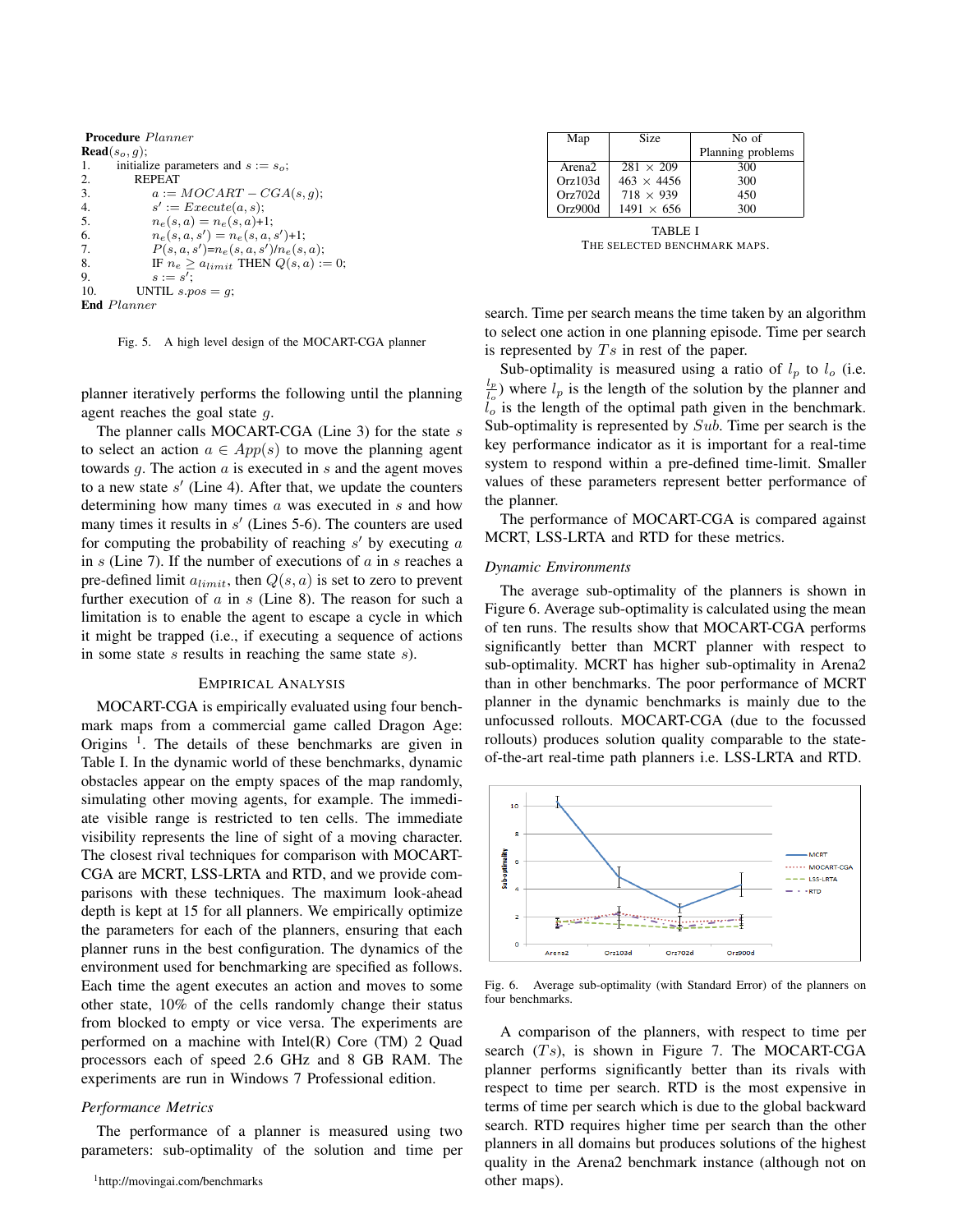**Procedure** *Planner*
**Read**$(s_o, g)$;
1. initialize parameters and $s := s_o$;
2. REPEAT
3. $a := MOCART-CGA(s, g)$;
4. $s' := Execute(a, s)$;
5. $n_e(s, a) = n_e(s, a)$+1;
6. $n_e(s, a, s') = n_e(s, a, s')$+1;
7. $P(s, a, s')$=$n_e(s, a, s')/n_e(s, a)$;
8. IF $n_e \geq a_{limit}$ THEN $Q(s, a) := 0$;
9. $s := s'$;
10. UNTIL $s.pos = g$;

**End** *Planner*

Fig. 5. A high level design of the MOCART-CGA planner

planner iteratively performs the following until the planning agent reaches the goal state $g$.

The planner calls MOCART-CGA (Line 3) for the state $s$ to select an action $a \in App(s)$ to move the planning agent towards $g$. The action $a$ is executed in $s$ and the agent moves to a new state $s'$ (Line 4). After that, we update the counters determining how many times $a$ was executed in $s$ and how many times it results in $s'$ (Lines 5-6). The counters are used for computing the probability of reaching $s'$ by executing $a$ in $s$ (Line 7). If the number of executions of $a$ in $s$ reaches a pre-defined limit $a_{limit}$, then $Q(s, a)$ is set to zero to prevent further execution of $a$ in $s$ (Line 8). The reason for such a limitation is to enable the agent to escape a cycle in which it might be trapped (i.e., if executing a sequence of actions in some state $s$ results in reaching the same state $s$).

## Empirical Analysis

MOCART-CGA is empirically evaluated using four benchmark maps from a commercial game called Dragon Age: Origins [1]. The details of these benchmarks are given in Table I. In the dynamic version of these benchmarks, dynamic obstacles appear on the empty spaces of the map randomly, simulating other moving agents, for example. The immediate visible range is restricted to ten cells. The immediate visibility represents the line of sight of a moving character. The closest rival techniques for comparison with MOCART-CGA are MCRT, LSS-LRTA and RTD, and we provide comparisons with these techniques. The maximum look-ahead depth is kept at 15 for all planners. We empirically optimize the parameters for each of the planners, ensuring that each planner runs in the best configuration. The dynamics of the environment used for benchmarking are specified as follows. Each time the agent executes an action and moves to some other state, 10% of the cells randomly change their status from blocked to empty or vice versa. The experiments are performed on a machine with Intel(R) Core (TM) 2 Quad processors each of speed 2.6 GHz and 8 GB RAM. The experiments are run in Windows 7 Professional edition.

### *Performance Metrics*

The performance of a planner is measured using two parameters: sub-optimality of the solution and time per search. Time per search means the time taken by an algorithm to select one action in one planning episode. Time per search is represented by $Ts$ in rest of the paper.

[1]http://movingai.com/benchmarks

| Map | Size | No of Planning problems |
|---|---|---|
| Arena2 | $281 \times 209$ | 300 |
| Orz103d | $463 \times 4456$ | 300 |
| Orz702d | $718 \times 939$ | 450 |
| Orz900d | $1491 \times 656$ | 300 |

TABLE I
THE SELECTED BENCHMARK MAPS.

Sub-optimality is measured using a ratio of $l_p$ to $l_o$ (i.e. $\frac{l_p}{l_o}$) where $l_p$ is the length of the solution by the planner and $l_o$ is the length of the optimal path given in the benchmark. Sub-optimality is represented by $Sub$. Time per search is the key performance indicator as it is important for a real-time system to respond within a pre-defined time-limit. Smaller values of these parameters represent better performance of the planner.

The performance of MOCART-CGA is compared against MCRT, LSS-LRTA and RTD for these metrics.

### *Dynamic Environments*

The average sub-optimality of the planners is shown in Figure 6. Average sub-optimality is calculated using the mean of ten runs. The results show that MOCART-CGA performs significantly better than MCRT planner with respect to sub-optimality. MCRT has higher sub-optimality in Arena2 than in other benchmarks. The poor performance of MCRT planner in the dynamic benchmarks is mainly due to the unfocussed rollouts. MOCART-CGA (due to the focussed rollouts) produces solution quality comparable to the state-of-the-art real-time path planners i.e. LSS-LRTA and RTD.

Fig. 6. Average sub-optimality (with Standard Error) of the planners on four benchmarks.

A comparison of the planners, with respect to time per search ($Ts$), is shown in Figure 7. The MOCART-CGA planner performs significantly better than its rivals with respect to time per search. RTD is the most expensive in terms of time per search which is due to the global backward search. RTD requires higher time per search than the other planners in all domains but produces solutions of the highest quality in the Arena2 benchmark instance (although not on other maps).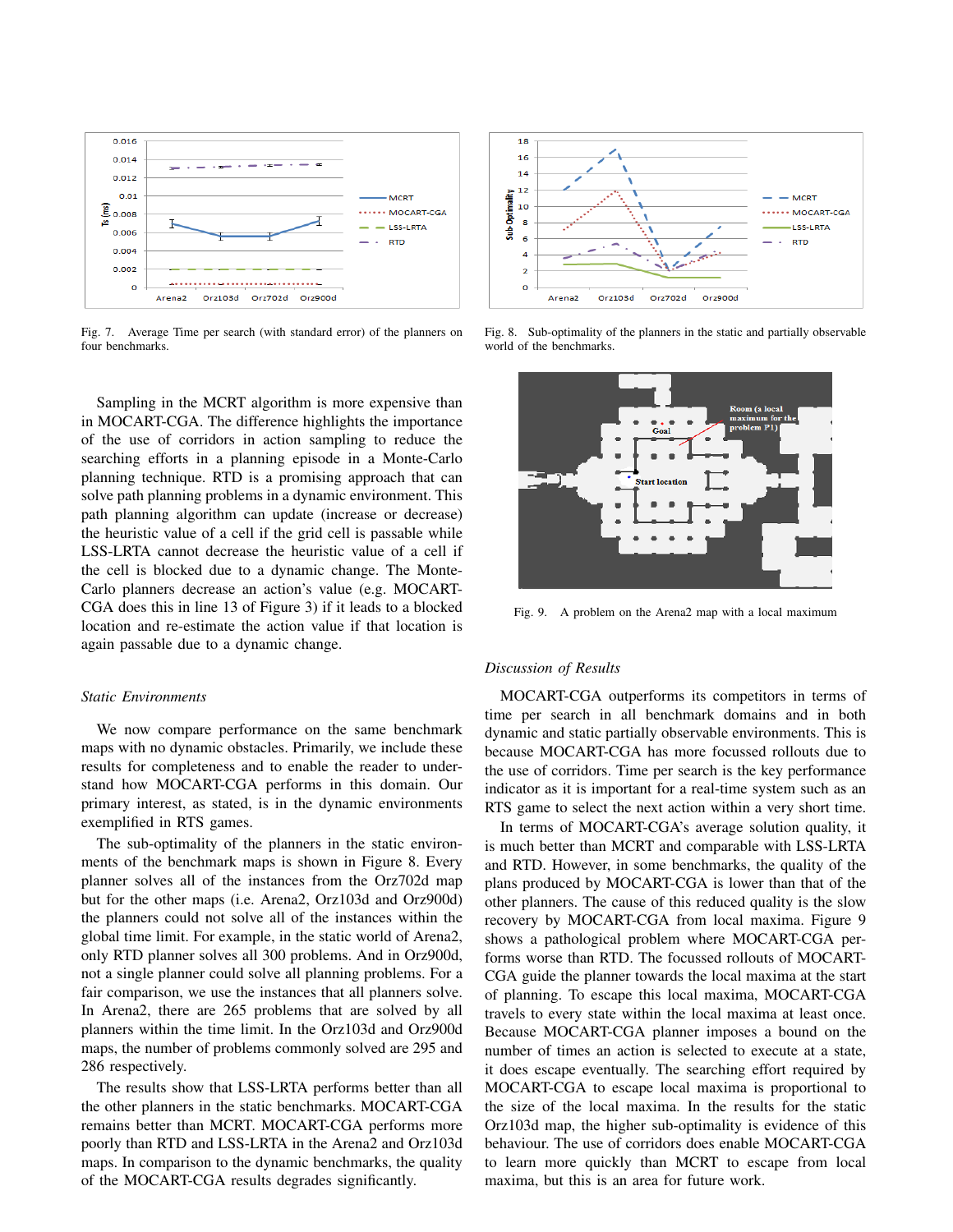Fig. 7. Average Time per search (with standard error) of the planners on four benchmarks.

Fig. 8. Sub-optimality of the planners in the static and partially observable world of the benchmarks.

Sampling in the MCRT algorithm is more expensive than in MOCART-CGA. The difference highlights the importance of the use of corridors in action sampling to reduce the searching efforts in a planning episode in a Monte-Carlo planning technique. RTD is a promising approach that can solve path planning problems in a dynamic environment. This path planning algorithm can update (increase or decrease) the heuristic value of a cell if the grid cell is passable while LSS-LRTA cannot decrease the heuristic value of a cell if the cell is blocked due to a dynamic change. The Monte-Carlo planners decrease an action's value (e.g. MOCART-CGA does this in line 13 of Figure 3) if it leads to a blocked location and re-estimate the action value if that location is again passable due to a dynamic change.

### *Static Environments*

We now compare performance on the same benchmark maps with no dynamic obstacles. Primarily, we include these results for completeness and to enable the reader to understand how MOCART-CGA performs in this domain. Our primary interest, as stated, is in the dynamic environments exemplified in RTS games.

The sub-optimality of the planners in the static environments of the benchmark maps is shown in Figure 8. Every planner solves all of the instances from the Orz702d map but for the other maps (i.e. Arena2, Orz103d and Orz900d) the planners could not solve all of the instances within the global time limit. For example, in the static world of Arena2, only RTD planner solves all 300 problems. And in Orz900d, not a single planner could solve all planning problems. For a fair comparison, we use the instances that all planners solve. In Arena2, there are 265 problems that are solved by all planners within the time limit. In the Orz103d and Orz900d maps, the number of problems commonly solved are 295 and 286 respectively.

The results show that LSS-LRTA performs better than all the other planners in the static benchmarks. MOCART-CGA remains better than MCRT. MOCART-CGA performs more poorly than RTD and LSS-LRTA in the Arena2 and Orz103d maps. In comparison to the dynamic benchmarks, the quality of the MOCART-CGA results degrades significantly.

Fig. 9. A problem on the Arena2 map with a local maximum

### *Discussion of Results*

MOCART-CGA outperforms its competitors in terms of time per search in all benchmark domains and in both dynamic and static partially observable environments. This is because MOCART-CGA has more focussed rollouts due to the use of corridors. Time per search is the key performance indicator as it is important for a real-time system such as an RTS game to select the next action within a very short time.

In terms of MOCART-CGA's average solution quality, it is much better than MCRT and comparable with LSS-LRTA and RTD. However, in some benchmarks, the quality of the plans produced by MOCART-CGA is lower than that of the other planners. The cause of this reduced quality is the slow recovery by MOCART-CGA from local maxima. Figure 9 shows a pathological problem where MOCART-CGA performs worse than RTD. The focussed rollouts of MOCART-CGA guide the planner towards the local maxima at the start of planning. To escape this local maxima, MOCART-CGA travels to every state within the local maxima at least once. Because MOCART-CGA planner imposes a bound on the number of times an action is selected to execute at a state, it does escape eventually. The searching effort required by MOCART-CGA to escape local maxima is proportional to the size of the local maxima. In the results for the static Orz103d map, the higher sub-optimality is evidence of this behaviour. The use of corridors does enable MOCART-CGA to learn more quickly than MCRT to escape from local maxima, but this is an area for future work.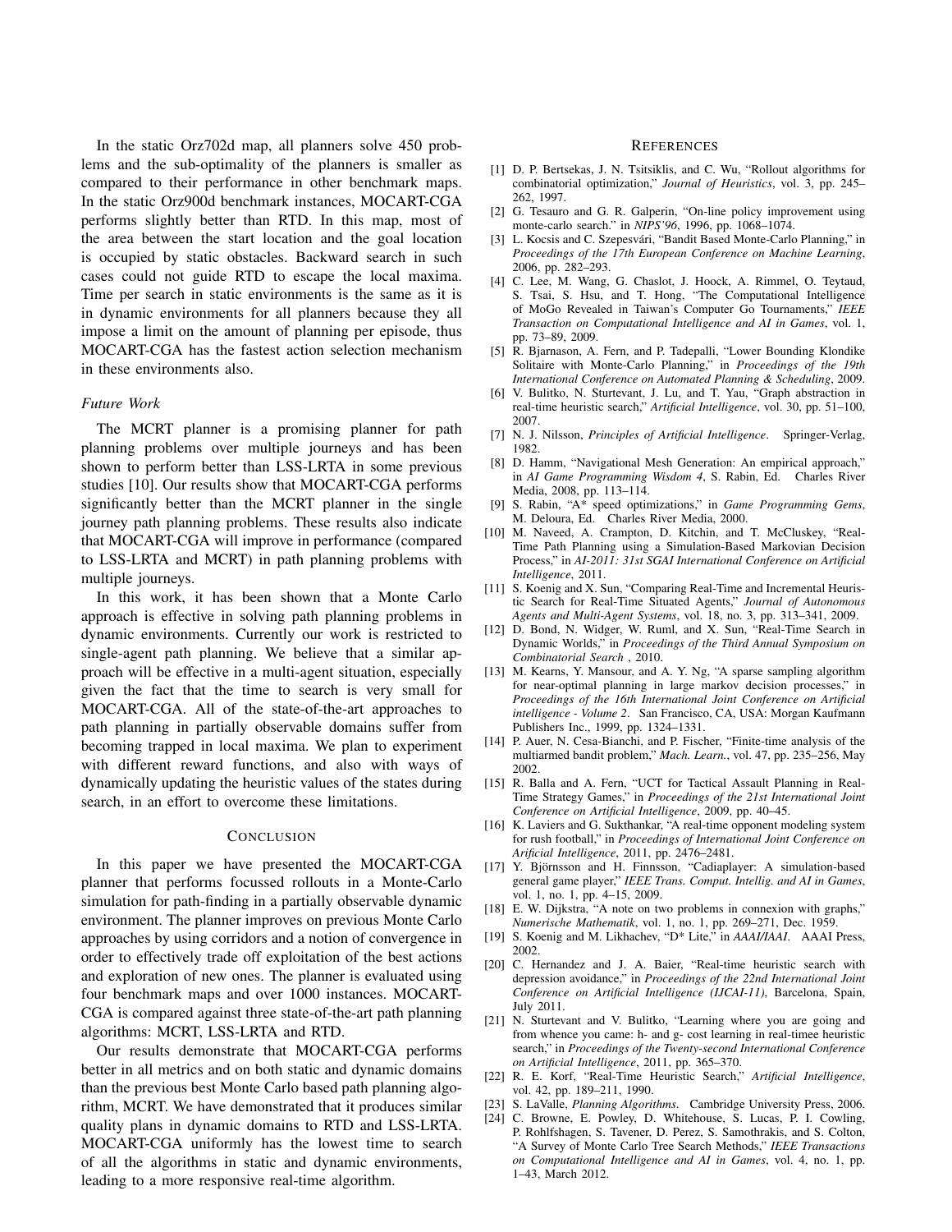In the static Orz702d map, all planners solve 450 problems and the sub-optimality of the planners is smaller as compared to their performance in other benchmark maps. In the static Orz900d benchmark instances, MOCART-CGA performs slightly better than RTD. In this map, most of the area between the start location and the goal location is occupied by static obstacles. Backward search in such cases could not guide RTD to escape the local maxima. Time per search in static environments is the same as it is in dynamic environments for all planners because they all impose a limit on the amount of planning per episode, thus MOCART-CGA has the fastest action selection mechanism in these environments also.

### *Future Work*

The MCRT planner is a promising planner for path planning problems over multiple journeys and has been shown to perform better than LSS-LRTA in some previous studies [10]. Our results show that MOCART-CGA performs significantly better than the MCRT planner in the single journey path planning problems. These results also indicate that MOCART-CGA will improve in performance (compared to LSS-LRTA and MCRT) in path planning problems with multiple journeys.

In this work, it has been shown that a Monte Carlo approach is effective in solving path planning problems in dynamic environments. Currently our work is restricted to single-agent path planning. We believe that a similar approach will be effective in a multi-agent situation, especially given the fact that the time to search is very small for MOCART-CGA. All of the state-of-the-art approaches to path planning in partially observable domains suffer from becoming trapped in local maxima. We plan to experiment with different reward functions, and also with ways of dynamically updating the heuristic values of the states during search, in an effort to overcome these limitations.

## Conclusion

In this paper we have presented the MOCART-CGA planner that performs focussed rollouts in a Monte-Carlo simulation for path-finding in a partially observable dynamic environment. The planner improves on previous Monte Carlo approaches by using corridors and a notion of convergence in order to effectively trade off exploitation of the best actions and exploration of new ones. The planner is evaluated using four benchmark maps and over 1000 instances. MOCART-CGA is compared against three state-of-the-art path planning algorithms: MCRT, LSS-LRTA and RTD.

Our results demonstrate that MOCART-CGA performs better in all metrics and on both static and dynamic domains than the previous best Monte Carlo based path planning algorithm, MCRT. We have demonstrated that it produces similar quality plans in dynamic domains to RTD and LSS-LRTA. MOCART-CGA uniformly has the lowest time to search of all the algorithms in static and dynamic environments, leading to a more responsive real-time algorithm.

## References

[1] D. P. Bertsekas, J. N. Tsitsiklis, and C. Wu, "Rollout algorithms for combinatorial optimization," *Journal of Heuristics*, vol. 3, pp. 245–262, 1997.

[2] G. Tesauro and G. R. Galperin, "On-line policy improvement using monte-carlo search." in *NIPS'96*, 1996, pp. 1068–1074.

[3] L. Kocsis and C. Szepesvári, "Bandit Based Monte-Carlo Planning," in *Proceedings of the 17th European Conference on Machine Learning*, 2006, pp. 282–293.

[4] C. Lee, M. Wang, G. Chaslot, J. Hoock, A. Rimmel, O. Teytaud, S. Tsai, S. Hsu, and T. Hong, "The Computational Intelligence of MoGo Revealed in Taiwan's Computer Go Tournaments," *IEEE Transaction on Computational Intelligence and AI in Games*, vol. 1, pp. 73–89, 2009.

[5] R. Bjarnason, A. Fern, and P. Tadepalli, "Lower Bounding Klondike Solitaire with Monte-Carlo Planning," in *Proceedings of the 19th International Conference on Automated Planning & Scheduling*, 2009.

[6] V. Bulitko, N. Sturtevant, J. Lu, and T. Yau, "Graph abstraction in real-time heuristic search," *Artificial Intelligence*, vol. 30, pp. 51–100, 2007.

[7] N. J. Nilsson, *Principles of Artificial Intelligence*. Springer-Verlag, 1982.

[8] D. Hamm, "Navigational Mesh Generation: An empirical approach," in *AI Game Programming Wisdom 4*, S. Rabin, Ed. Charles River Media, 2008, pp. 113–114.

[9] S. Rabin, "A* speed optimizations," in *Game Programming Gems*, M. Deloura, Ed. Charles River Media, 2000.

[10] M. Naveed, A. Crampton, D. Kitchin, and T. McCluskey, "Real-Time Path Planning using a Simulation-Based Markovian Decision Process," in *AI-2011: 31st SGAI International Conference on Artificial Intelligence*, 2011.

[11] S. Koenig and X. Sun, "Comparing Real-Time and Incremental Heuristic Search for Real-Time Situated Agents," *Journal of Autonomous Agents and Multi-Agent Systems*, vol. 18, no. 3, pp. 313–341, 2009.

[12] D. Bond, N. Widger, W. Ruml, and X. Sun, "Real-Time Search in Dynamic Worlds," in *Proceedings of the Third Annual Symposium on Combinatorial Search* , 2010.

[13] M. Kearns, Y. Mansour, and A. Y. Ng, "A sparse sampling algorithm for near-optimal planning in large markov decision processes," in *Proceedings of the 16th International Joint Conference on Artificial intelligence - Volume 2*. San Francisco, CA, USA: Morgan Kaufmann Publishers Inc., 1999, pp. 1324–1331.

[14] P. Auer, N. Cesa-Bianchi, and P. Fischer, "Finite-time analysis of the multiarmed bandit problem," *Mach. Learn.*, vol. 47, pp. 235–256, May 2002.

[15] R. Balla and A. Fern, "UCT for Tactical Assault Planning in Real-Time Strategy Games," in *Proceedings of the 21st International Joint Conference on Artificial Intelligence*, 2009, pp. 40–45.

[16] K. Laviers and G. Sukthankar, "A real-time opponent modeling system for rush football," in *Proceedings of International Joint Conference on Arificial Intelligence*, 2011, pp. 2476–2481.

[17] Y. Björnsson and H. Finnsson, "Cadiaplayer: A simulation-based general game player," *IEEE Trans. Comput. Intellig. and AI in Games*, vol. 1, no. 1, pp. 4–15, 2009.

[18] E. W. Dijkstra, "A note on two problems in connexion with graphs," *Numerische Mathematik*, vol. 1, no. 1, pp. 269–271, Dec. 1959.

[19] S. Koenig and M. Likhachev, "D* Lite," in *AAAI/IAAI*. AAAI Press, 2002.

[20] C. Hernandez and J. A. Baier, "Real-time heuristic search with depression avoidance," in *Proceedings of the 22nd International Joint Conference on Artificial Intelligence (IJCAI-11)*, Barcelona, Spain, July 2011.

[21] N. Sturtevant and V. Bulitko, "Learning where you are going and from whence you came: h- and g- cost learning in real-timee heuristic search," in *Proceedings of the Twenty-second International Conference on Artificial Intelligence*, 2011, pp. 365–370.

[22] R. E. Korf, "Real-Time Heuristic Search," *Artificial Intelligence*, vol. 42, pp. 189–211, 1990.

[23] S. LaValle, *Planning Algorithms*. Cambridge University Press, 2006.

[24] C. Browne, E. Powley, D. Whitehouse, S. Lucas, P. I. Cowling, P. Rohlfshagen, S. Tavener, D. Perez, S. Samothrakis, and S. Colton, "A Survey of Monte Carlo Tree Search Methods," *IEEE Transactions on Computational Intelligence and AI in Games*, vol. 4, no. 1, pp. 1–43, March 2012.